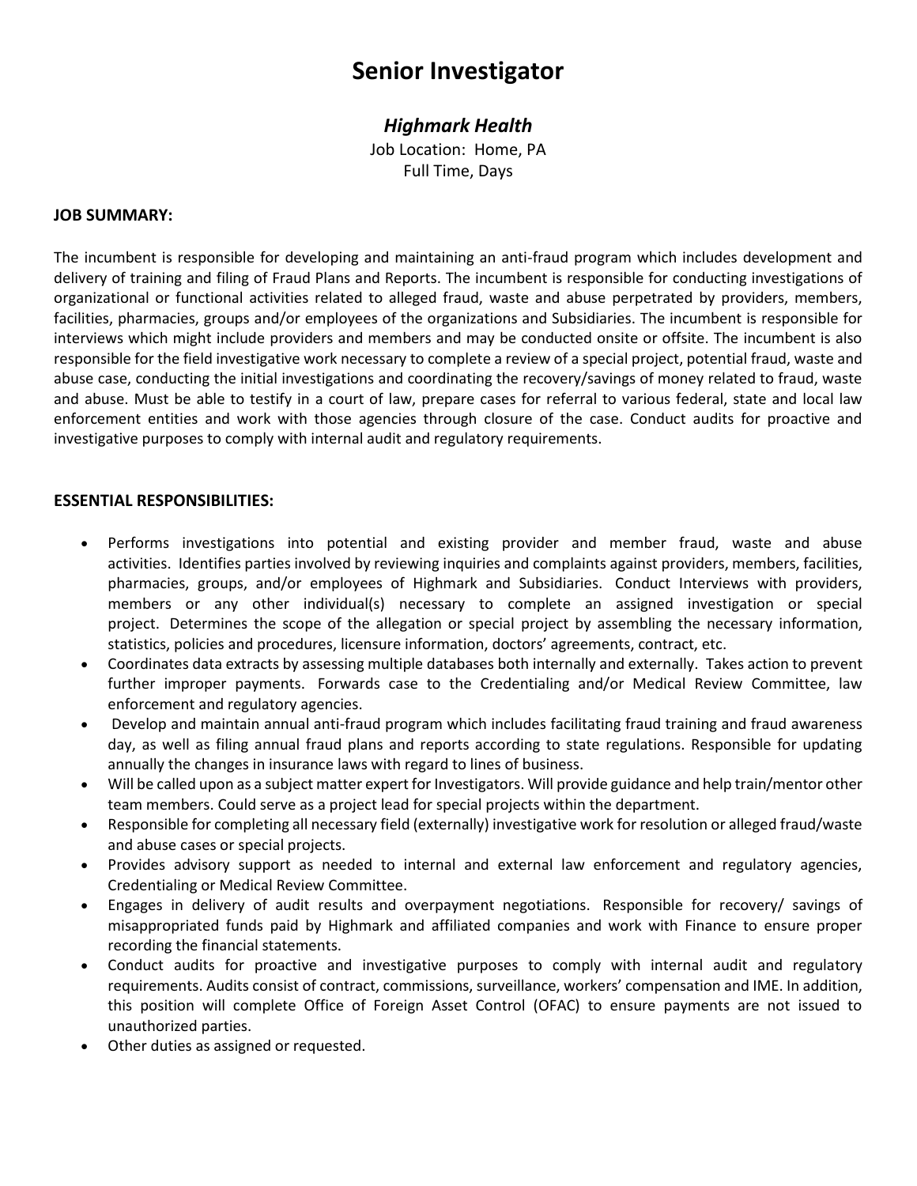# Senior Investigator

### *Highmark Health*

Job Location: Home, PA
Full Time, Days

**JOB SUMMARY:**

The incumbent is responsible for developing and maintaining an anti-fraud program which includes development and delivery of training and filing of Fraud Plans and Reports. The incumbent is responsible for conducting investigations of organizational or functional activities related to alleged fraud, waste and abuse perpetrated by providers, members, facilities, pharmacies, groups and/or employees of the organizations and Subsidiaries. The incumbent is responsible for interviews which might include providers and members and may be conducted onsite or offsite. The incumbent is also responsible for the field investigative work necessary to complete a review of a special project, potential fraud, waste and abuse case, conducting the initial investigations and coordinating the recovery/savings of money related to fraud, waste and abuse. Must be able to testify in a court of law, prepare cases for referral to various federal, state and local law enforcement entities and work with those agencies through closure of the case. Conduct audits for proactive and investigative purposes to comply with internal audit and regulatory requirements.

**ESSENTIAL RESPONSIBILITIES:**

- Performs investigations into potential and existing provider and member fraud, waste and abuse activities. Identifies parties involved by reviewing inquiries and complaints against providers, members, facilities, pharmacies, groups, and/or employees of Highmark and Subsidiaries. Conduct Interviews with providers, members or any other individual(s) necessary to complete an assigned investigation or special project. Determines the scope of the allegation or special project by assembling the necessary information, statistics, policies and procedures, licensure information, doctors' agreements, contract, etc.
- Coordinates data extracts by assessing multiple databases both internally and externally. Takes action to prevent further improper payments. Forwards case to the Credentialing and/or Medical Review Committee, law enforcement and regulatory agencies.
- Develop and maintain annual anti-fraud program which includes facilitating fraud training and fraud awareness day, as well as filing annual fraud plans and reports according to state regulations. Responsible for updating annually the changes in insurance laws with regard to lines of business.
- Will be called upon as a subject matter expert for Investigators. Will provide guidance and help train/mentor other team members. Could serve as a project lead for special projects within the department.
- Responsible for completing all necessary field (externally) investigative work for resolution or alleged fraud/waste and abuse cases or special projects.
- Provides advisory support as needed to internal and external law enforcement and regulatory agencies, Credentialing or Medical Review Committee.
- Engages in delivery of audit results and overpayment negotiations. Responsible for recovery/ savings of misappropriated funds paid by Highmark and affiliated companies and work with Finance to ensure proper recording the financial statements.
- Conduct audits for proactive and investigative purposes to comply with internal audit and regulatory requirements. Audits consist of contract, commissions, surveillance, workers' compensation and IME. In addition, this position will complete Office of Foreign Asset Control (OFAC) to ensure payments are not issued to unauthorized parties.
- Other duties as assigned or requested.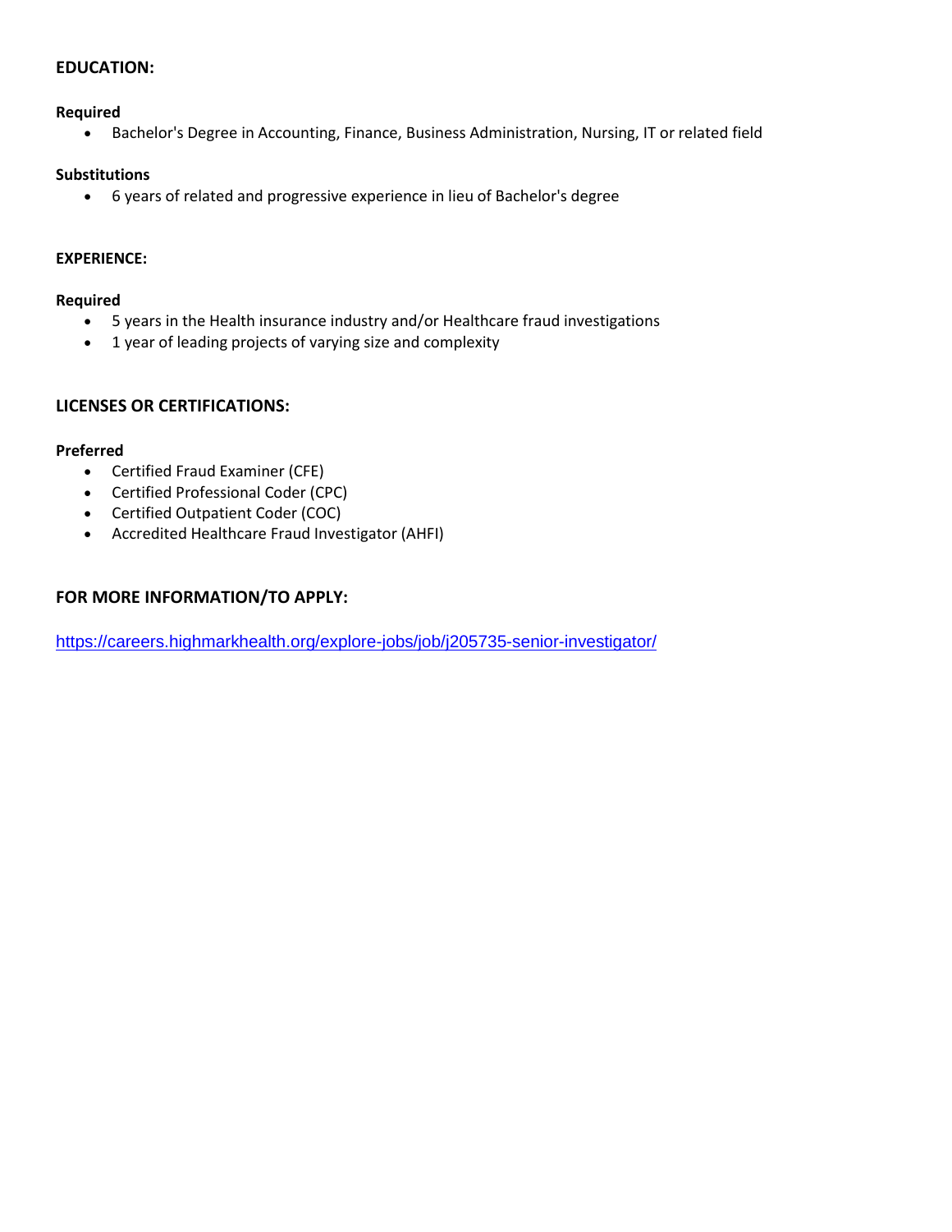## EDUCATION:

**Required**

- Bachelor's Degree in Accounting, Finance, Business Administration, Nursing, IT or related field

**Substitutions**

- 6 years of related and progressive experience in lieu of Bachelor's degree

## EXPERIENCE:

**Required**

- 5 years in the Health insurance industry and/or Healthcare fraud investigations
- 1 year of leading projects of varying size and complexity

## LICENSES OR CERTIFICATIONS:

**Preferred**

- Certified Fraud Examiner (CFE)
- Certified Professional Coder (CPC)
- Certified Outpatient Coder (COC)
- Accredited Healthcare Fraud Investigator (AHFI)

## FOR MORE INFORMATION/TO APPLY:

https://careers.highmarkhealth.org/explore-jobs/job/j205735-senior-investigator/